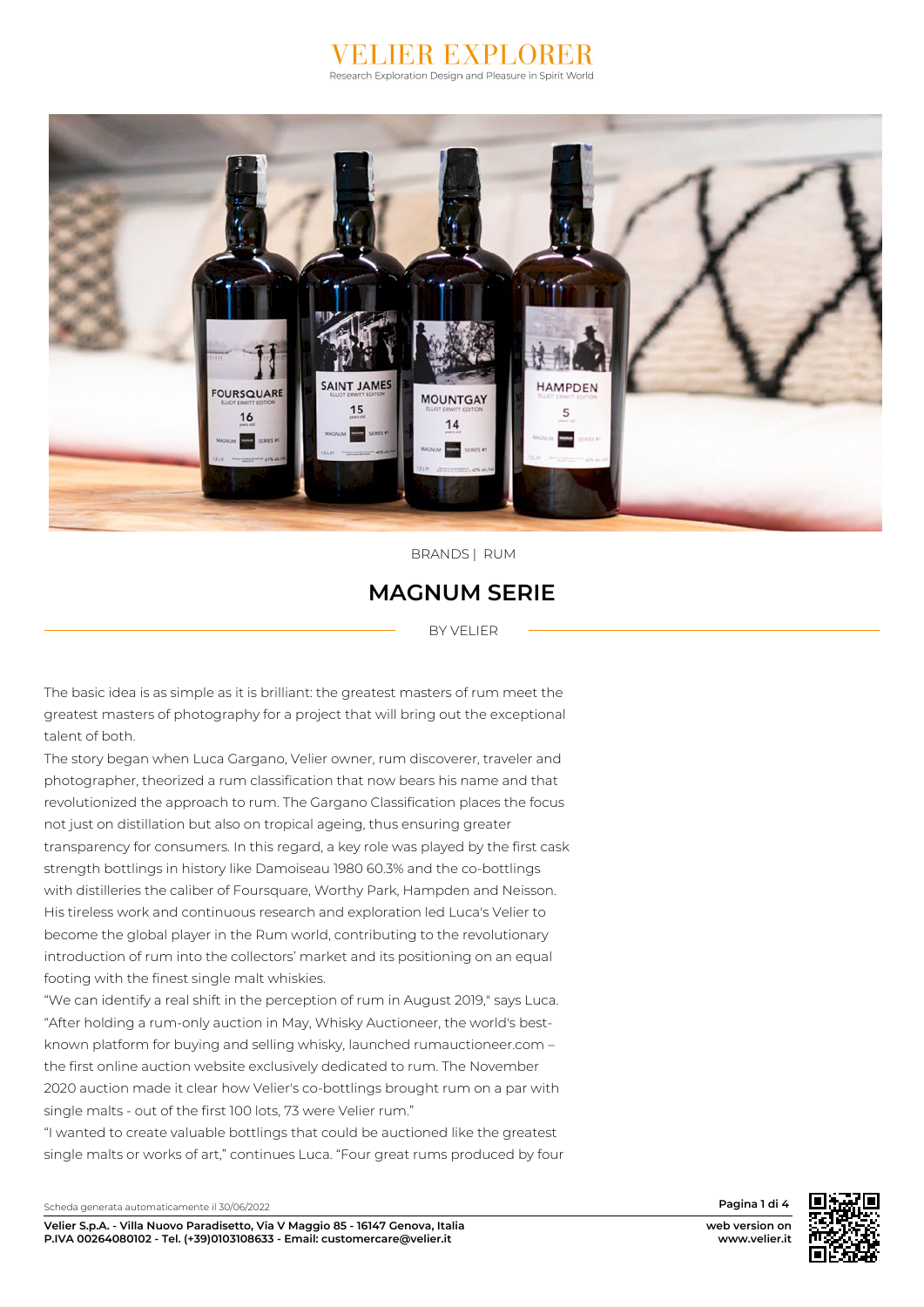# VELIER EXPLORER

Research Exploration Design and Pleasure in Spirit World

BRANDS | RUM

## MAGNUM SERIE

BY VELIER

The basic idea is as simple as it is brilliant: the greatest masters of rum meet the greatest masters of photography for a project that will bring out the exceptional talent of both.

The story began when Luca Gargano, Velier owner, rum discoverer, traveler and photographer, theorized a rum classification that now bears his name and that revolutionized the approach to rum. The Gargano Classification places the focus not just on distillation but also on tropical ageing, thus ensuring greater transparency for consumers. In this regard, a key role was played by the first cask strength bottlings in history like Damoiseau 1980 60.3% and the co-bottlings with distilleries the caliber of Foursquare, Worthy Park, Hampden and Neisson. His tireless work and continuous research and exploration led Luca's Velier to become the global player in the Rum world, contributing to the revolutionary introduction of rum into the collectors' market and its positioning on an equal footing with the finest single malt whiskies.

"We can identify a real shift in the perception of rum in August 2019," says Luca. "After holding a rum-only auction in May, Whisky Auctioneer, the world's best-known platform for buying and selling whisky, launched rumauctioneer.com – the first online auction website exclusively dedicated to rum. The November 2020 auction made it clear how Velier's co-bottlings brought rum on a par with single malts - out of the first 100 lots, 73 were Velier rum."

"I wanted to create valuable bottlings that could be auctioned like the greatest single malts or works of art," continues Luca. "Four great rums produced by four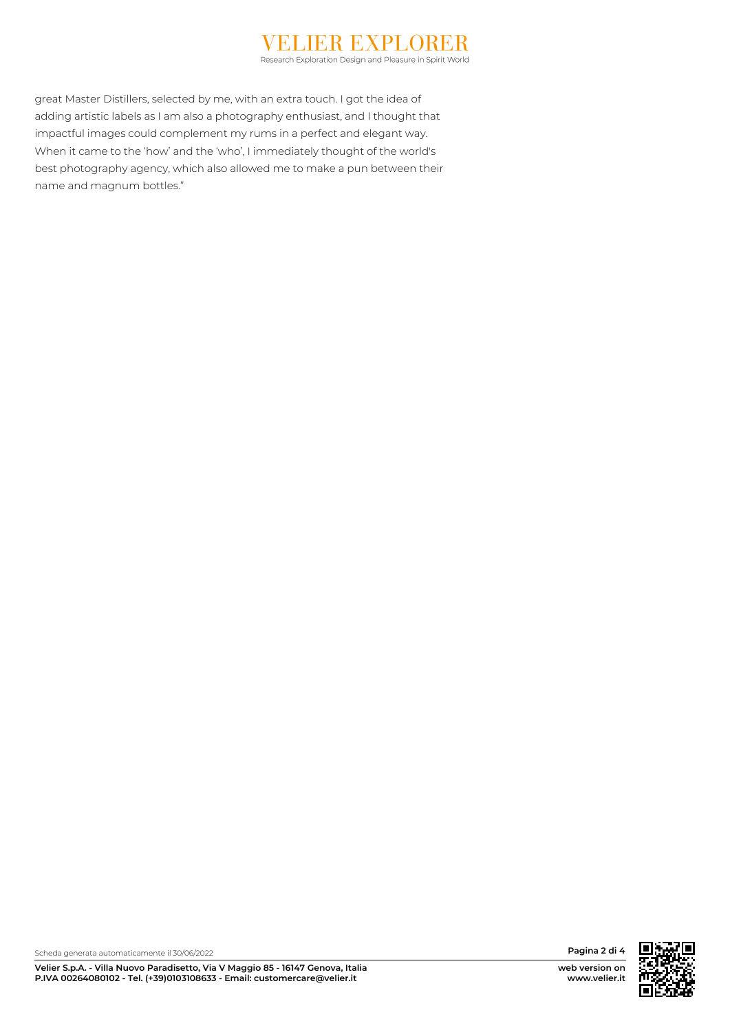great Master Distillers, selected by me, with an extra touch. I got the idea of adding artistic labels as I am also a photography enthusiast, and I thought that impactful images could complement my rums in a perfect and elegant way. When it came to the 'how' and the 'who', I immediately thought of the world's best photography agency, which also allowed me to make a pun between their name and magnum bottles."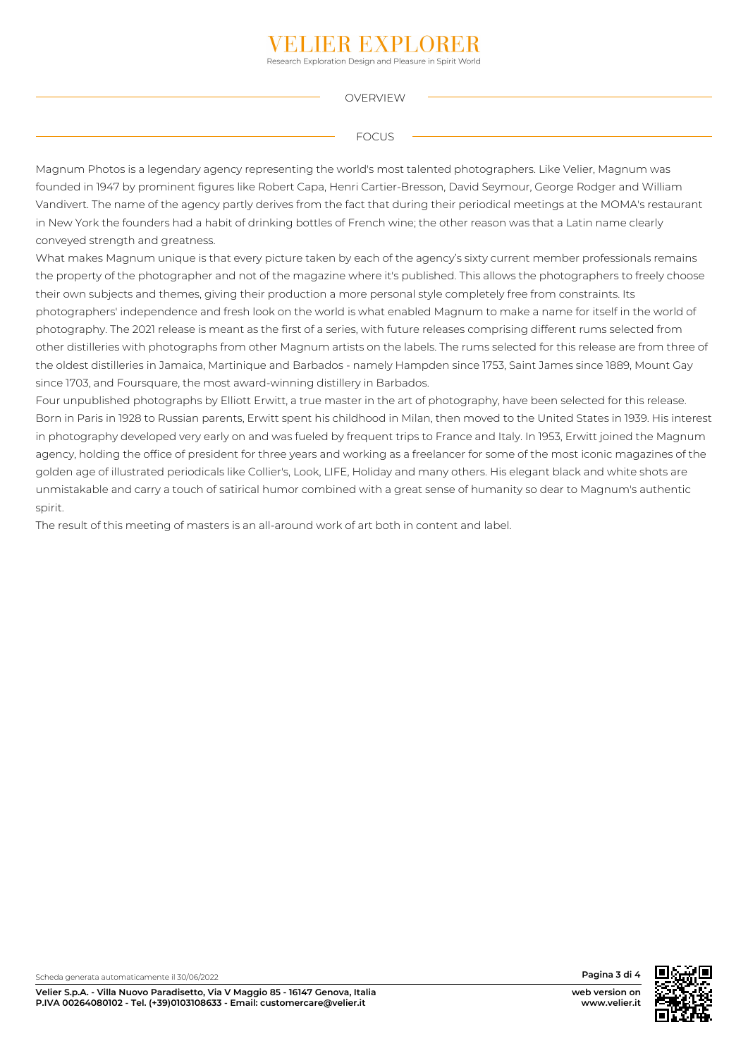## OVERVIEW

## FOCUS

Magnum Photos is a legendary agency representing the world's most talented photographers. Like Velier, Magnum was founded in 1947 by prominent figures like Robert Capa, Henri Cartier-Bresson, David Seymour, George Rodger and William Vandivert. The name of the agency partly derives from the fact that during their periodical meetings at the MOMA's restaurant in New York the founders had a habit of drinking bottles of French wine; the other reason was that a Latin name clearly conveyed strength and greatness.

What makes Magnum unique is that every picture taken by each of the agency's sixty current member professionals remains the property of the photographer and not of the magazine where it's published. This allows the photographers to freely choose their own subjects and themes, giving their production a more personal style completely free from constraints. Its photographers' independence and fresh look on the world is what enabled Magnum to make a name for itself in the world of photography. The 2021 release is meant as the first of a series, with future releases comprising different rums selected from other distilleries with photographs from other Magnum artists on the labels. The rums selected for this release are from three of the oldest distilleries in Jamaica, Martinique and Barbados - namely Hampden since 1753, Saint James since 1889, Mount Gay since 1703, and Foursquare, the most award-winning distillery in Barbados.

Four unpublished photographs by Elliott Erwitt, a true master in the art of photography, have been selected for this release. Born in Paris in 1928 to Russian parents, Erwitt spent his childhood in Milan, then moved to the United States in 1939. His interest in photography developed very early on and was fueled by frequent trips to France and Italy. In 1953, Erwitt joined the Magnum agency, holding the office of president for three years and working as a freelancer for some of the most iconic magazines of the golden age of illustrated periodicals like Collier's, Look, LIFE, Holiday and many others. His elegant black and white shots are unmistakable and carry a touch of satirical humor combined with a great sense of humanity so dear to Magnum's authentic spirit.

The result of this meeting of masters is an all-around work of art both in content and label.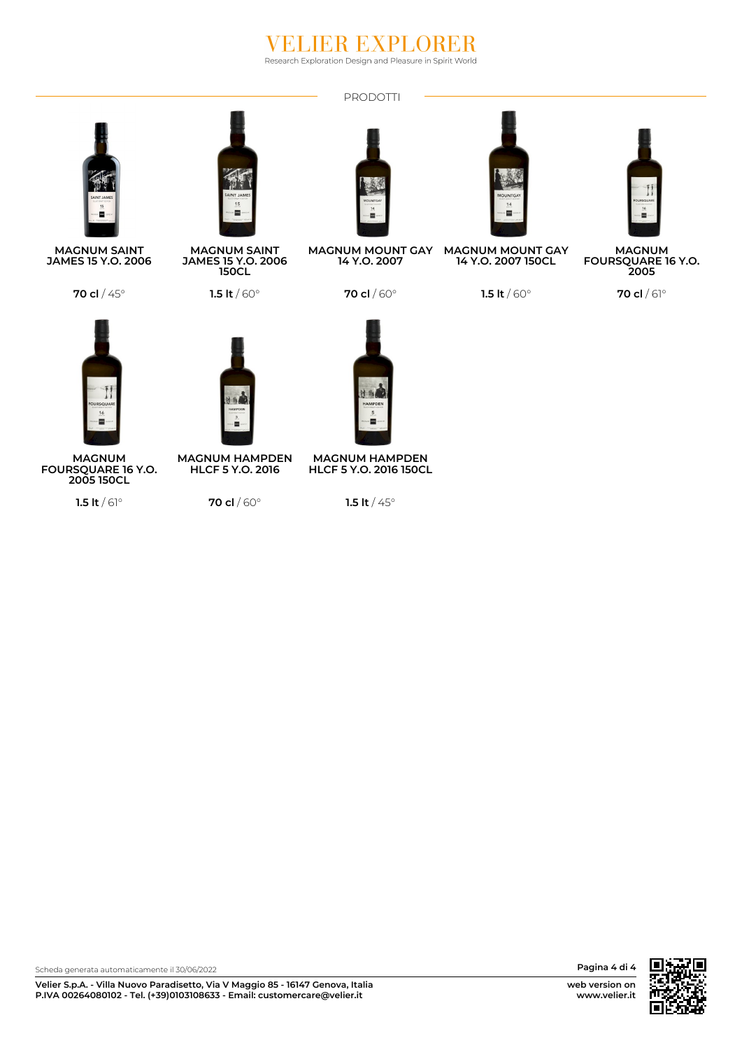# VELIER EXPLORER

Research Exploration Design and Pleasure in Spirit World

## PRODOTTI

**MAGNUM SAINT JAMES 15 Y.O. 2006**

**70 cl** / 45°

**MAGNUM SAINT JAMES 15 Y.O. 2006 150CL**

**1.5 lt** / 60°

**MAGNUM MOUNT GAY 14 Y.O. 2007**

**70 cl** / 60°

**MAGNUM MOUNT GAY 14 Y.O. 2007 150CL**

**1.5 lt** / 60°

**MAGNUM FOURSQUARE 16 Y.O. 2005**

**70 cl** / 61°

**MAGNUM FOURSQUARE 16 Y.O. 2005 150CL**

**1.5 lt** / 61°

**MAGNUM HAMPDEN HLCF 5 Y.O. 2016**

**70 cl** / 60°

**MAGNUM HAMPDEN HLCF 5 Y.O. 2016 150CL**

**1.5 lt** / 45°

Scheda generata automaticamente il 30/06/2022

**Velier S.p.A. - Villa Nuovo Paradisetto, Via V Maggio 85 - 16147 Genova, Italia**
**P.IVA 00264080102 - Tel. (+39)0103108633 - Email: customercare@velier.it**

**web version on www.velier.it**